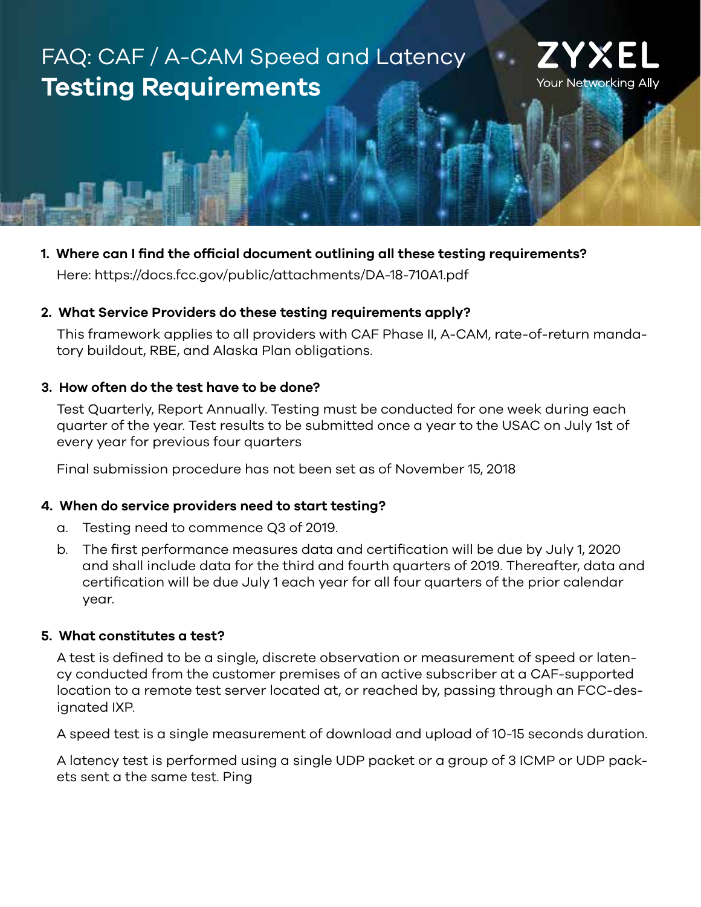# FAQ: CAF / A-CAM Speed and Latency **Testing Requirements**

ZYXEL
Your Networking Ally

1. **Where can I find the official document outlining all these testing requirements?**

   Here: https://docs.fcc.gov/public/attachments/DA-18-710A1.pdf

2. **What Service Providers do these testing requirements apply?**

   This framework applies to all providers with CAF Phase II, A-CAM, rate-of-return mandatory buildout, RBE, and Alaska Plan obligations.

3. **How often do the test have to be done?**

   Test Quarterly, Report Annually. Testing must be conducted for one week during each quarter of the year. Test results to be submitted once a year to the USAC on July 1st of every year for previous four quarters

   Final submission procedure has not been set as of November 15, 2018

4. **When do service providers need to start testing?**

   a. Testing need to commence Q3 of 2019.

   b. The first performance measures data and certification will be due by July 1, 2020 and shall include data for the third and fourth quarters of 2019. Thereafter, data and certification will be due July 1 each year for all four quarters of the prior calendar year.

5. **What constitutes a test?**

   A test is defined to be a single, discrete observation or measurement of speed or latency conducted from the customer premises of an active subscriber at a CAF-supported location to a remote test server located at, or reached by, passing through an FCC-designated IXP.

   A speed test is a single measurement of download and upload of 10-15 seconds duration.

   A latency test is performed using a single UDP packet or a group of 3 ICMP or UDP packets sent a the same test. Ping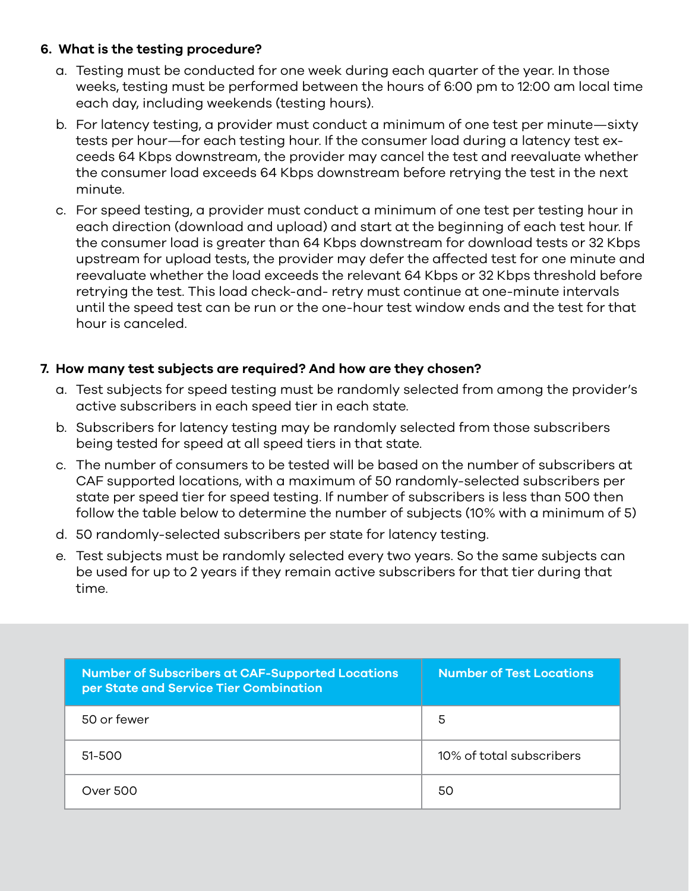6. **What is the testing procedure?**

   a. Testing must be conducted for one week during each quarter of the year. In those weeks, testing must be performed between the hours of 6:00 pm to 12:00 am local time each day, including weekends (testing hours).

   b. For latency testing, a provider must conduct a minimum of one test per minute—sixty tests per hour—for each testing hour. If the consumer load during a latency test exceeds 64 Kbps downstream, the provider may cancel the test and reevaluate whether the consumer load exceeds 64 Kbps downstream before retrying the test in the next minute.

   c. For speed testing, a provider must conduct a minimum of one test per testing hour in each direction (download and upload) and start at the beginning of each test hour. If the consumer load is greater than 64 Kbps downstream for download tests or 32 Kbps upstream for upload tests, the provider may defer the affected test for one minute and reevaluate whether the load exceeds the relevant 64 Kbps or 32 Kbps threshold before retrying the test. This load check-and- retry must continue at one-minute intervals until the speed test can be run or the one-hour test window ends and the test for that hour is canceled.

7. **How many test subjects are required? And how are they chosen?**

   a. Test subjects for speed testing must be randomly selected from among the provider's active subscribers in each speed tier in each state.

   b. Subscribers for latency testing may be randomly selected from those subscribers being tested for speed at all speed tiers in that state.

   c. The number of consumers to be tested will be based on the number of subscribers at CAF supported locations, with a maximum of 50 randomly-selected subscribers per state per speed tier for speed testing. If number of subscribers is less than 500 then follow the table below to determine the number of subjects (10% with a minimum of 5)

   d. 50 randomly-selected subscribers per state for latency testing.

   e. Test subjects must be randomly selected every two years. So the same subjects can be used for up to 2 years if they remain active subscribers for that tier during that time.

| Number of Subscribers at CAF-Supported Locations per State and Service Tier Combination | Number of Test Locations |
|---|---|
| 50 or fewer | 5 |
| 51-500 | 10% of total subscribers |
| Over 500 | 50 |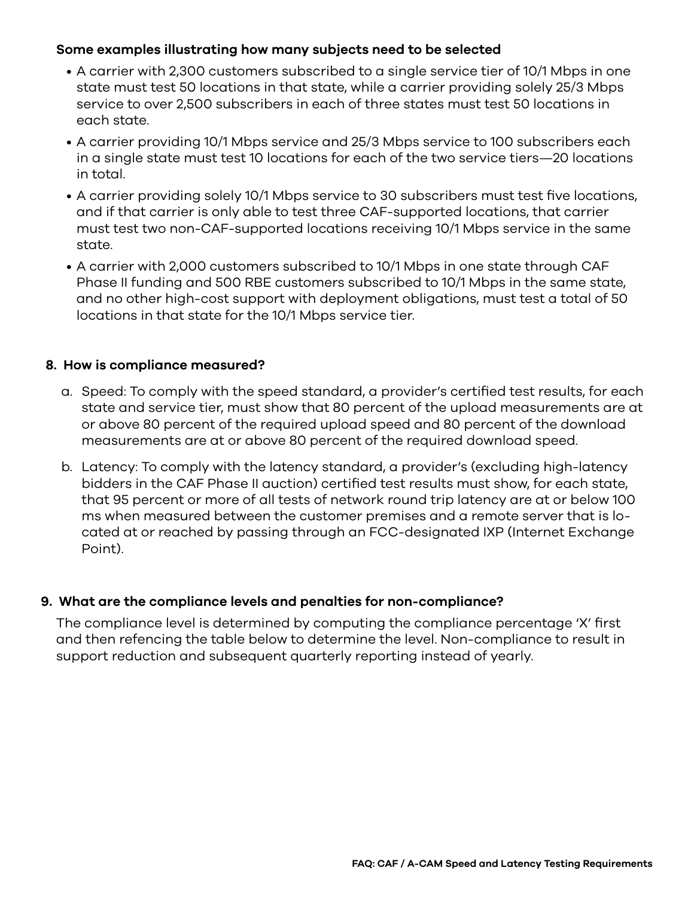**Some examples illustrating how many subjects need to be selected**

- A carrier with 2,300 customers subscribed to a single service tier of 10/1 Mbps in one state must test 50 locations in that state, while a carrier providing solely 25/3 Mbps service to over 2,500 subscribers in each of three states must test 50 locations in each state.
- A carrier providing 10/1 Mbps service and 25/3 Mbps service to 100 subscribers each in a single state must test 10 locations for each of the two service tiers—20 locations in total.
- A carrier providing solely 10/1 Mbps service to 30 subscribers must test five locations, and if that carrier is only able to test three CAF-supported locations, that carrier must test two non-CAF-supported locations receiving 10/1 Mbps service in the same state.
- A carrier with 2,000 customers subscribed to 10/1 Mbps in one state through CAF Phase II funding and 500 RBE customers subscribed to 10/1 Mbps in the same state, and no other high-cost support with deployment obligations, must test a total of 50 locations in that state for the 10/1 Mbps service tier.

## 8. How is compliance measured?

a. Speed: To comply with the speed standard, a provider's certified test results, for each state and service tier, must show that 80 percent of the upload measurements are at or above 80 percent of the required upload speed and 80 percent of the download measurements are at or above 80 percent of the required download speed.

b. Latency: To comply with the latency standard, a provider's (excluding high-latency bidders in the CAF Phase II auction) certified test results must show, for each state, that 95 percent or more of all tests of network round trip latency are at or below 100 ms when measured between the customer premises and a remote server that is located at or reached by passing through an FCC-designated IXP (Internet Exchange Point).

## 9. What are the compliance levels and penalties for non-compliance?

The compliance level is determined by computing the compliance percentage 'X' first and then refencing the table below to determine the level. Non-compliance to result in support reduction and subsequent quarterly reporting instead of yearly.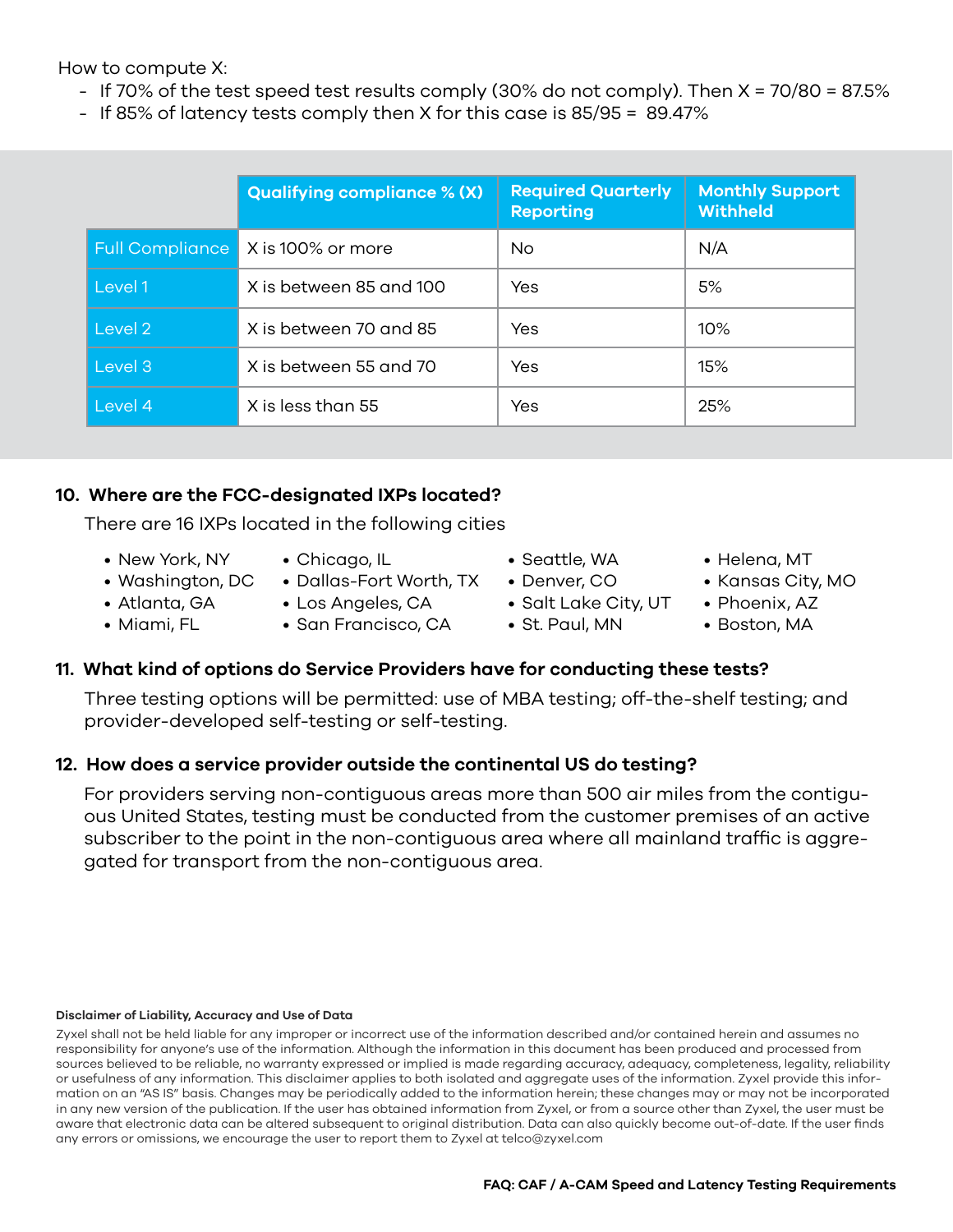How to compute X:

- If 70% of the test speed test results comply (30% do not comply). Then X = 70/80 = 87.5%
- If 85% of latency tests comply then X for this case is 85/95 = 89.47%

| | Qualifying compliance % (X) | Required Quarterly Reporting | Monthly Support Withheld |
|---|---|---|---|
| Full Compliance | X is 100% or more | No | N/A |
| Level 1 | X is between 85 and 100 | Yes | 5% |
| Level 2 | X is between 70 and 85 | Yes | 10% |
| Level 3 | X is between 55 and 70 | Yes | 15% |
| Level 4 | X is less than 55 | Yes | 25% |

### 10. Where are the FCC-designated IXPs located?

There are 16 IXPs located in the following cities

- New York, NY
- Washington, DC
- Atlanta, GA
- Miami, FL
- Chicago, IL
- Dallas-Fort Worth, TX
- Los Angeles, CA
- San Francisco, CA
- Seattle, WA
- Denver, CO
- Salt Lake City, UT
- St. Paul, MN
- Helena, MT
- Kansas City, MO
- Phoenix, AZ
- Boston, MA

### 11. What kind of options do Service Providers have for conducting these tests?

Three testing options will be permitted: use of MBA testing; off-the-shelf testing; and provider-developed self-testing or self-testing.

### 12. How does a service provider outside the continental US do testing?

For providers serving non-contiguous areas more than 500 air miles from the contiguous United States, testing must be conducted from the customer premises of an active subscriber to the point in the non-contiguous area where all mainland traffic is aggregated for transport from the non-contiguous area.

**Disclaimer of Liability, Accuracy and Use of Data**

Zyxel shall not be held liable for any improper or incorrect use of the information described and/or contained herein and assumes no responsibility for anyone's use of the information. Although the information in this document has been produced and processed from sources believed to be reliable, no warranty expressed or implied is made regarding accuracy, adequacy, completeness, legality, reliability or usefulness of any information. This disclaimer applies to both isolated and aggregate uses of the information. Zyxel provide this information on an "AS IS" basis. Changes may be periodically added to the information herein; these changes may or may not be incorporated in any new version of the publication. If the user has obtained information from Zyxel, or from a source other than Zyxel, the user must be aware that electronic data can be altered subsequent to original distribution. Data can also quickly become out-of-date. If the user finds any errors or omissions, we encourage the user to report them to Zyxel at telco@zyxel.com